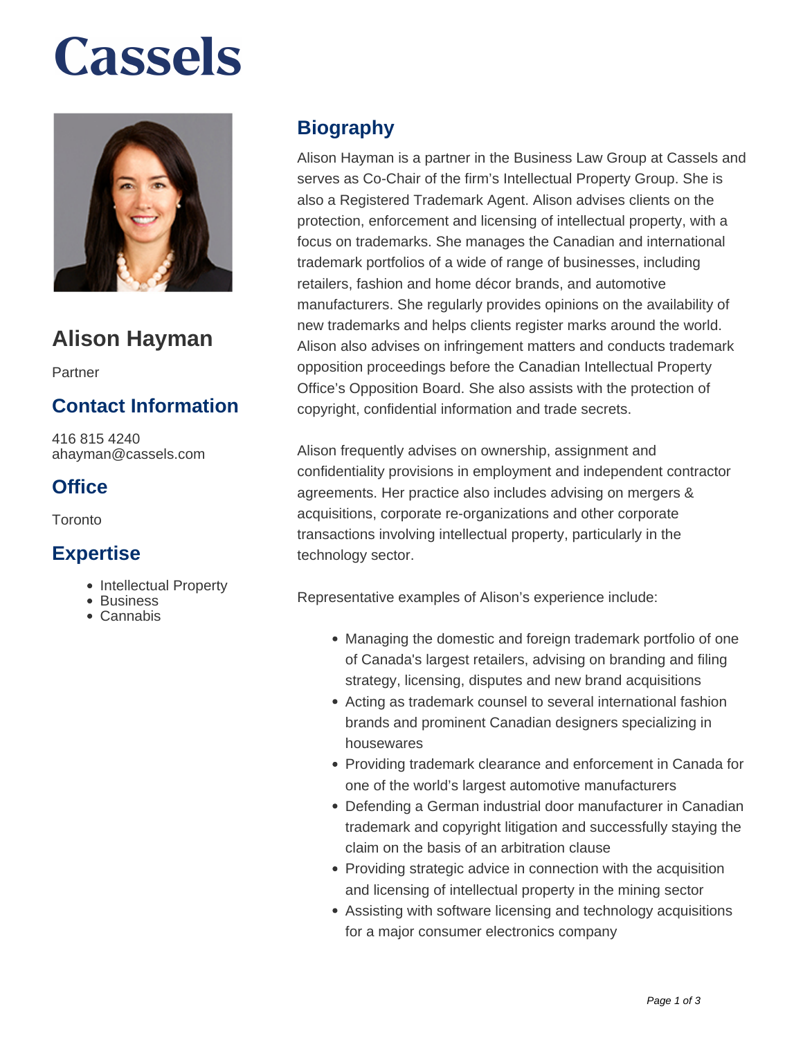# Cassels

## Alison Hayman

Partner

### Contact Information

416 815 4240
ahayman@cassels.com

### Office

Toronto

### Expertise

- Intellectual Property
- Business
- Cannabis

## Biography

Alison Hayman is a partner in the Business Law Group at Cassels and serves as Co-Chair of the firm’s Intellectual Property Group. She is also a Registered Trademark Agent. Alison advises clients on the protection, enforcement and licensing of intellectual property, with a focus on trademarks. She manages the Canadian and international trademark portfolios of a wide of range of businesses, including retailers, fashion and home décor brands, and automotive manufacturers. She regularly provides opinions on the availability of new trademarks and helps clients register marks around the world. Alison also advises on infringement matters and conducts trademark opposition proceedings before the Canadian Intellectual Property Office’s Opposition Board. She also assists with the protection of copyright, confidential information and trade secrets.

Alison frequently advises on ownership, assignment and confidentiality provisions in employment and independent contractor agreements. Her practice also includes advising on mergers & acquisitions, corporate re-organizations and other corporate transactions involving intellectual property, particularly in the technology sector.

Representative examples of Alison’s experience include:

- Managing the domestic and foreign trademark portfolio of one of Canada's largest retailers, advising on branding and filing strategy, licensing, disputes and new brand acquisitions
- Acting as trademark counsel to several international fashion brands and prominent Canadian designers specializing in housewares
- Providing trademark clearance and enforcement in Canada for one of the world’s largest automotive manufacturers
- Defending a German industrial door manufacturer in Canadian trademark and copyright litigation and successfully staying the claim on the basis of an arbitration clause
- Providing strategic advice in connection with the acquisition and licensing of intellectual property in the mining sector
- Assisting with software licensing and technology acquisitions for a major consumer electronics company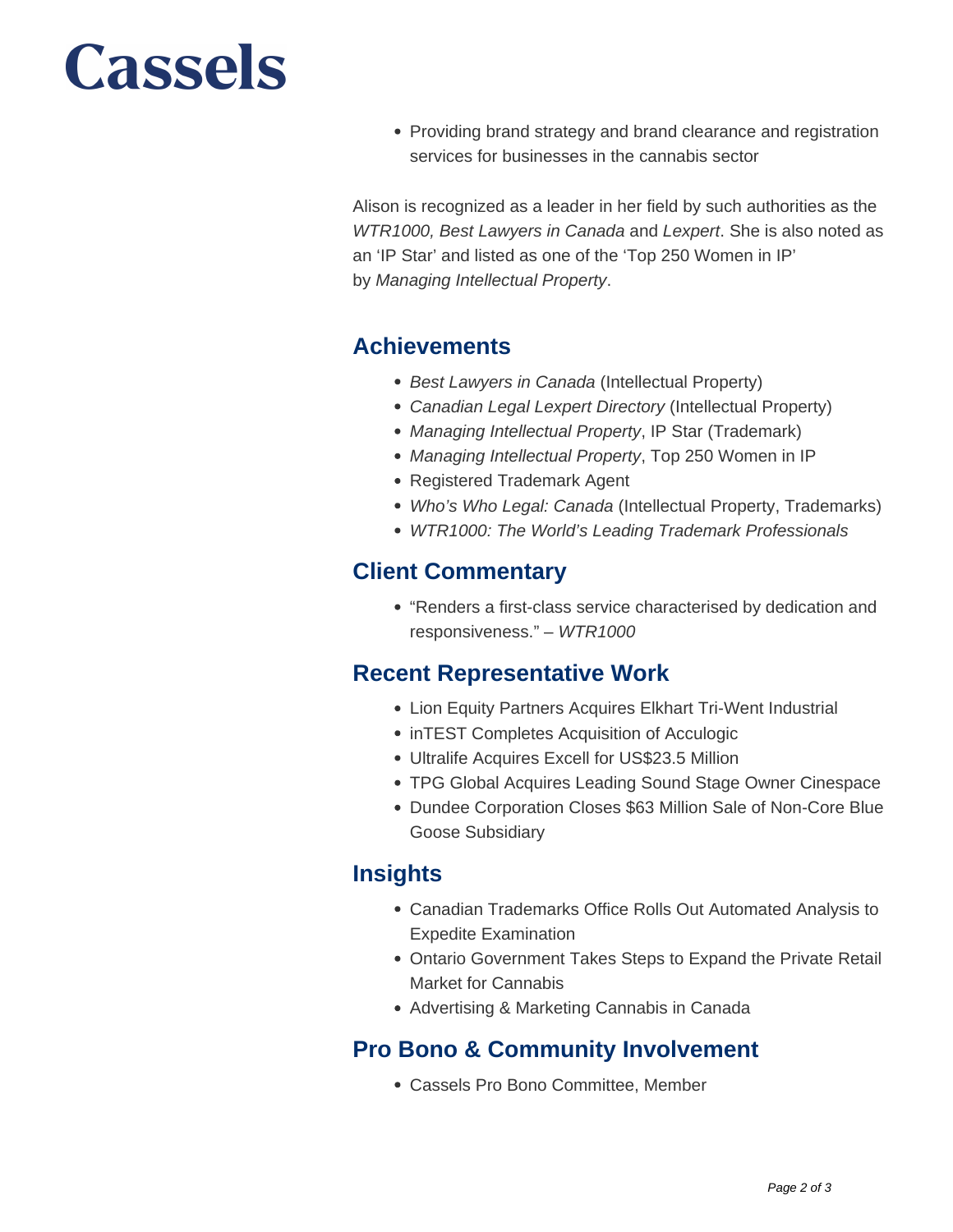- Providing brand strategy and brand clearance and registration services for businesses in the cannabis sector

Alison is recognized as a leader in her field by such authorities as the *WTR1000, Best Lawyers in Canada* and *Lexpert*. She is also noted as an 'IP Star' and listed as one of the 'Top 250 Women in IP' by *Managing Intellectual Property*.

## Achievements

- *Best Lawyers in Canada* (Intellectual Property)
- *Canadian Legal Lexpert Directory* (Intellectual Property)
- *Managing Intellectual Property*, IP Star (Trademark)
- *Managing Intellectual Property*, Top 250 Women in IP
- Registered Trademark Agent
- *Who's Who Legal: Canada* (Intellectual Property, Trademarks)
- *WTR1000: The World's Leading Trademark Professionals*

## Client Commentary

- "Renders a first-class service characterised by dedication and responsiveness." – *WTR1000*

## Recent Representative Work

- Lion Equity Partners Acquires Elkhart Tri-Went Industrial
- inTEST Completes Acquisition of Acculogic
- Ultralife Acquires Excell for US$23.5 Million
- TPG Global Acquires Leading Sound Stage Owner Cinespace
- Dundee Corporation Closes $63 Million Sale of Non-Core Blue Goose Subsidiary

## Insights

- Canadian Trademarks Office Rolls Out Automated Analysis to Expedite Examination
- Ontario Government Takes Steps to Expand the Private Retail Market for Cannabis
- Advertising & Marketing Cannabis in Canada

## Pro Bono & Community Involvement

- Cassels Pro Bono Committee, Member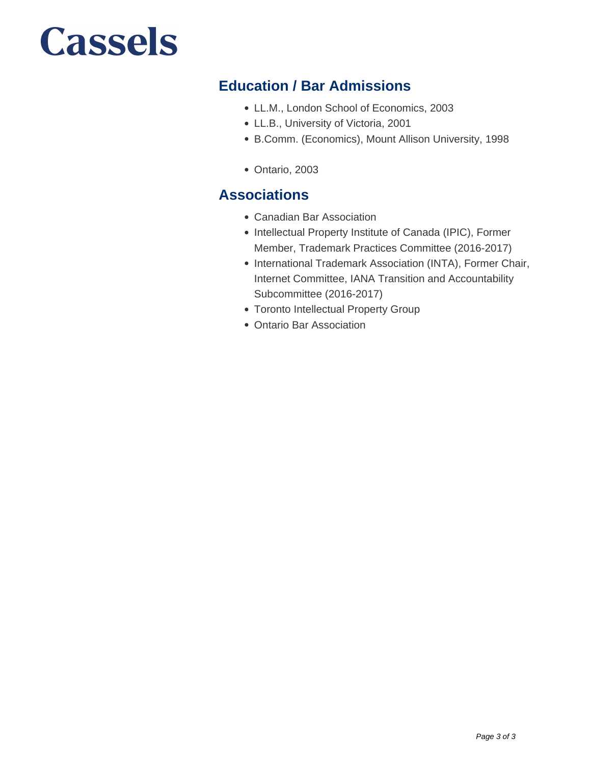## Education / Bar Admissions

- LL.M., London School of Economics, 2003
- LL.B., University of Victoria, 2001
- B.Comm. (Economics), Mount Allison University, 1998

- Ontario, 2003

## Associations

- Canadian Bar Association
- Intellectual Property Institute of Canada (IPIC), Former Member, Trademark Practices Committee (2016-2017)
- International Trademark Association (INTA), Former Chair, Internet Committee, IANA Transition and Accountability Subcommittee (2016-2017)
- Toronto Intellectual Property Group
- Ontario Bar Association